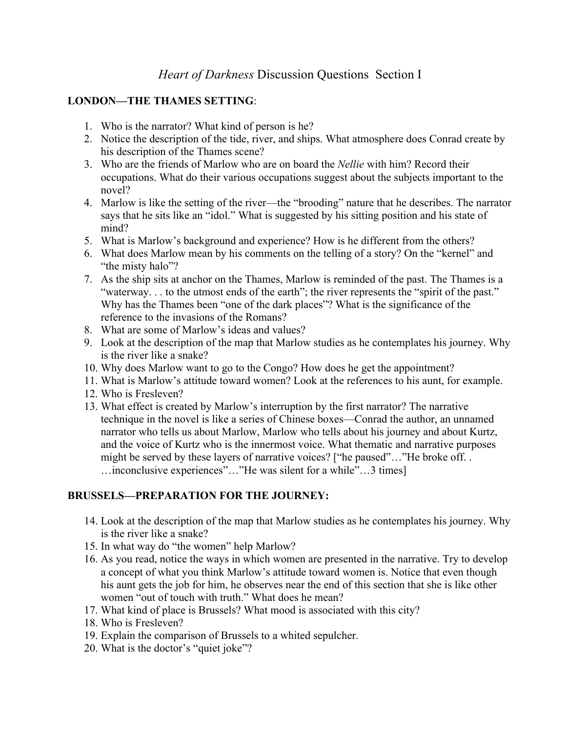# *Heart of Darkness* Discussion Questions Section I

**LONDON—THE THAMES SETTING**:

1. Who is the narrator? What kind of person is he?
2. Notice the description of the tide, river, and ships. What atmosphere does Conrad create by his description of the Thames scene?
3. Who are the friends of Marlow who are on board the *Nellie* with him? Record their occupations. What do their various occupations suggest about the subjects important to the novel?
4. Marlow is like the setting of the river—the "brooding" nature that he describes. The narrator says that he sits like an "idol." What is suggested by his sitting position and his state of mind?
5. What is Marlow's background and experience? How is he different from the others?
6. What does Marlow mean by his comments on the telling of a story? On the "kernel" and "the misty halo"?
7. As the ship sits at anchor on the Thames, Marlow is reminded of the past. The Thames is a "waterway. . . to the utmost ends of the earth"; the river represents the "spirit of the past." Why has the Thames been "one of the dark places"? What is the significance of the reference to the invasions of the Romans?
8. What are some of Marlow's ideas and values?
9. Look at the description of the map that Marlow studies as he contemplates his journey. Why is the river like a snake?
10. Why does Marlow want to go to the Congo? How does he get the appointment?
11. What is Marlow's attitude toward women? Look at the references to his aunt, for example.
12. Who is Fresleven?
13. What effect is created by Marlow's interruption by the first narrator? The narrative technique in the novel is like a series of Chinese boxes—Conrad the author, an unnamed narrator who tells us about Marlow, Marlow who tells about his journey and about Kurtz, and the voice of Kurtz who is the innermost voice. What thematic and narrative purposes might be served by these layers of narrative voices? ["he paused"…"He broke off. . …inconclusive experiences"…"He was silent for a while"…3 times]

**BRUSSELS—PREPARATION FOR THE JOURNEY:**

14. Look at the description of the map that Marlow studies as he contemplates his journey. Why is the river like a snake?
15. In what way do "the women" help Marlow?
16. As you read, notice the ways in which women are presented in the narrative. Try to develop a concept of what you think Marlow's attitude toward women is. Notice that even though his aunt gets the job for him, he observes near the end of this section that she is like other women "out of touch with truth." What does he mean?
17. What kind of place is Brussels? What mood is associated with this city?
18. Who is Fresleven?
19. Explain the comparison of Brussels to a whited sepulcher.
20. What is the doctor's "quiet joke"?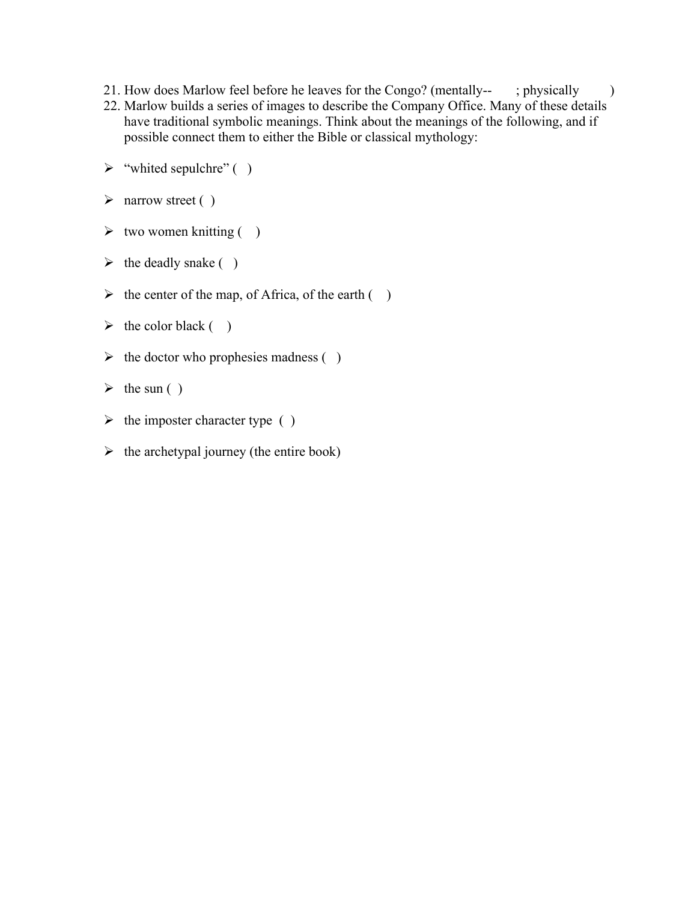21. How does Marlow feel before he leaves for the Congo? (mentally-- ; physically )
22. Marlow builds a series of images to describe the Company Office. Many of these details have traditional symbolic meanings. Think about the meanings of the following, and if possible connect them to either the Bible or classical mythology:

- "whited sepulchre" ( )
- narrow street ( )
- two women knitting ( )
- the deadly snake ( )
- the center of the map, of Africa, of the earth ( )
- the color black ( )
- the doctor who prophesies madness ( )
- the sun ( )
- the imposter character type ( )
- the archetypal journey (the entire book)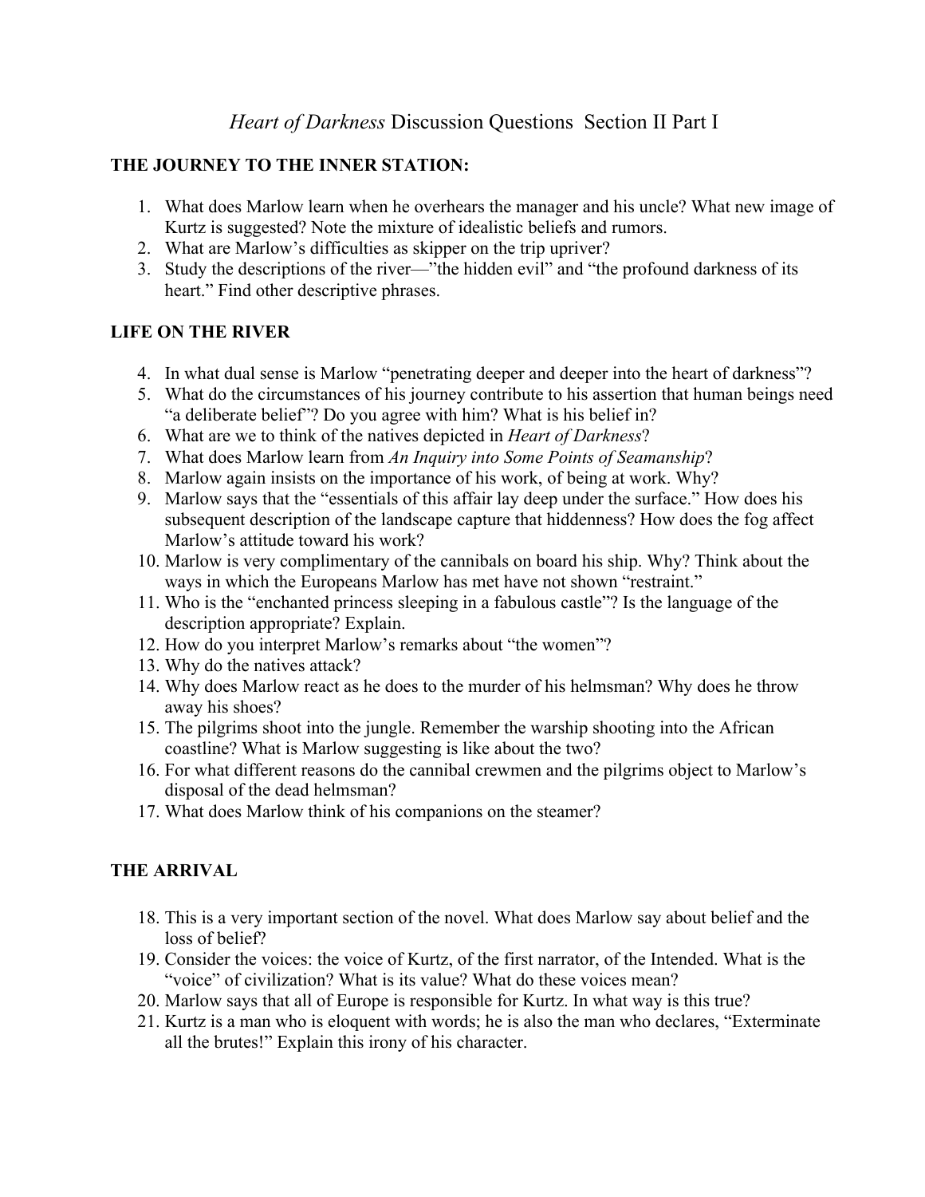# *Heart of Darkness* Discussion Questions Section II Part I

**THE JOURNEY TO THE INNER STATION:**

1. What does Marlow learn when he overhears the manager and his uncle? What new image of Kurtz is suggested? Note the mixture of idealistic beliefs and rumors.
2. What are Marlow's difficulties as skipper on the trip upriver?
3. Study the descriptions of the river—"the hidden evil" and "the profound darkness of its heart." Find other descriptive phrases.

**LIFE ON THE RIVER**

4. In what dual sense is Marlow "penetrating deeper and deeper into the heart of darkness"?
5. What do the circumstances of his journey contribute to his assertion that human beings need "a deliberate belief"? Do you agree with him? What is his belief in?
6. What are we to think of the natives depicted in *Heart of Darkness*?
7. What does Marlow learn from *An Inquiry into Some Points of Seamanship*?
8. Marlow again insists on the importance of his work, of being at work. Why?
9. Marlow says that the "essentials of this affair lay deep under the surface." How does his subsequent description of the landscape capture that hiddenness? How does the fog affect Marlow's attitude toward his work?
10. Marlow is very complimentary of the cannibals on board his ship. Why? Think about the ways in which the Europeans Marlow has met have not shown "restraint."
11. Who is the "enchanted princess sleeping in a fabulous castle"? Is the language of the description appropriate? Explain.
12. How do you interpret Marlow's remarks about "the women"?
13. Why do the natives attack?
14. Why does Marlow react as he does to the murder of his helmsman? Why does he throw away his shoes?
15. The pilgrims shoot into the jungle. Remember the warship shooting into the African coastline? What is Marlow suggesting is like about the two?
16. For what different reasons do the cannibal crewmen and the pilgrims object to Marlow's disposal of the dead helmsman?
17. What does Marlow think of his companions on the steamer?

**THE ARRIVAL**

18. This is a very important section of the novel. What does Marlow say about belief and the loss of belief?
19. Consider the voices: the voice of Kurtz, of the first narrator, of the Intended. What is the "voice" of civilization? What is its value? What do these voices mean?
20. Marlow says that all of Europe is responsible for Kurtz. In what way is this true?
21. Kurtz is a man who is eloquent with words; he is also the man who declares, "Exterminate all the brutes!" Explain this irony of his character.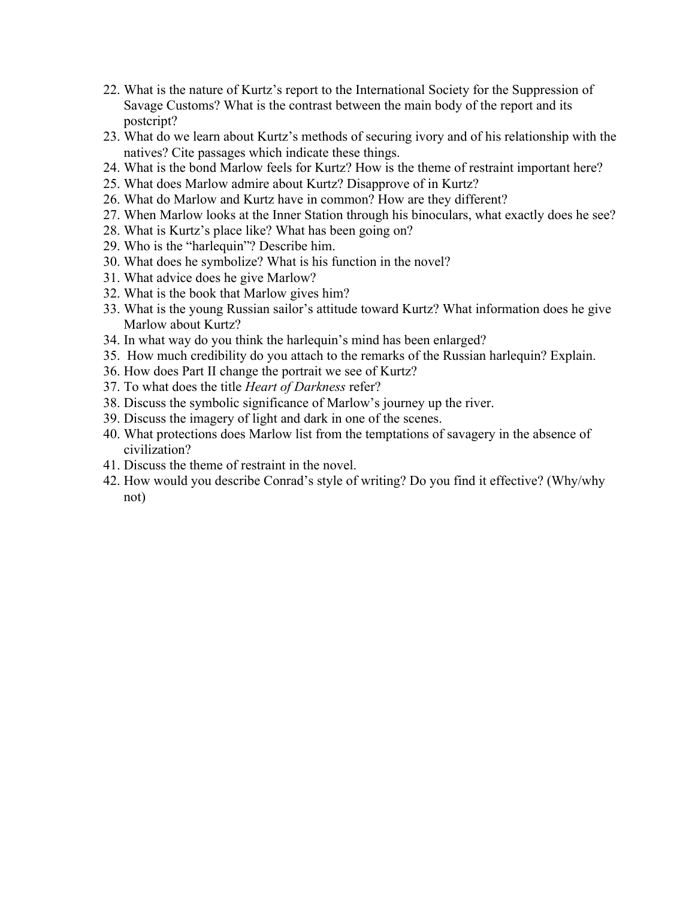22. What is the nature of Kurtz's report to the International Society for the Suppression of Savage Customs? What is the contrast between the main body of the report and its postcript?
23. What do we learn about Kurtz's methods of securing ivory and of his relationship with the natives? Cite passages which indicate these things.
24. What is the bond Marlow feels for Kurtz? How is the theme of restraint important here?
25. What does Marlow admire about Kurtz? Disapprove of in Kurtz?
26. What do Marlow and Kurtz have in common? How are they different?
27. When Marlow looks at the Inner Station through his binoculars, what exactly does he see?
28. What is Kurtz's place like? What has been going on?
29. Who is the "harlequin"? Describe him.
30. What does he symbolize? What is his function in the novel?
31. What advice does he give Marlow?
32. What is the book that Marlow gives him?
33. What is the young Russian sailor's attitude toward Kurtz? What information does he give Marlow about Kurtz?
34. In what way do you think the harlequin's mind has been enlarged?
35. How much credibility do you attach to the remarks of the Russian harlequin? Explain.
36. How does Part II change the portrait we see of Kurtz?
37. To what does the title *Heart of Darkness* refer?
38. Discuss the symbolic significance of Marlow's journey up the river.
39. Discuss the imagery of light and dark in one of the scenes.
40. What protections does Marlow list from the temptations of savagery in the absence of civilization?
41. Discuss the theme of restraint in the novel.
42. How would you describe Conrad's style of writing? Do you find it effective? (Why/why not)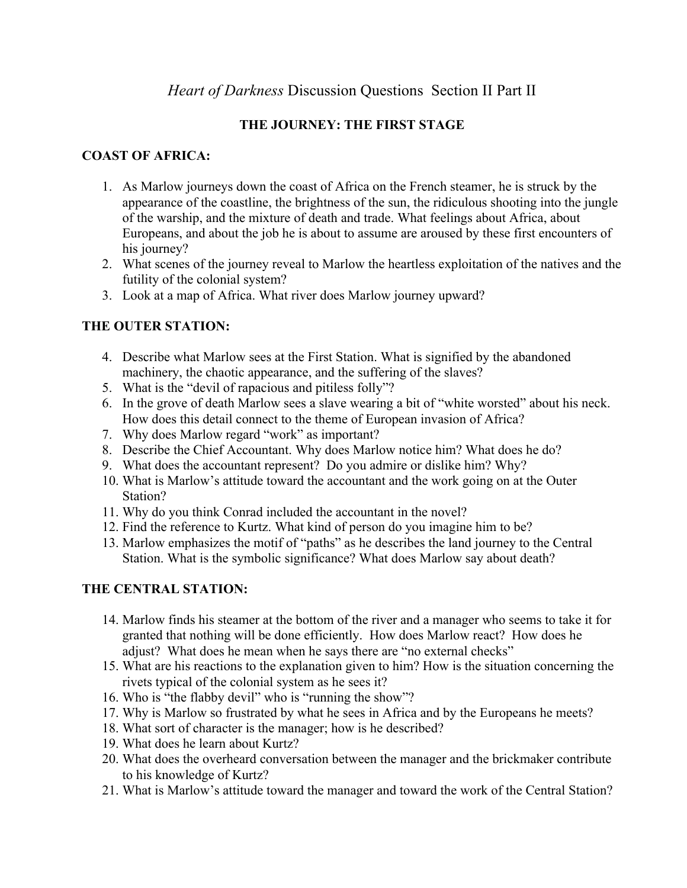# *Heart of Darkness* Discussion Questions Section II Part II

## THE JOURNEY: THE FIRST STAGE

### COAST OF AFRICA:

1. As Marlow journeys down the coast of Africa on the French steamer, he is struck by the appearance of the coastline, the brightness of the sun, the ridiculous shooting into the jungle of the warship, and the mixture of death and trade. What feelings about Africa, about Europeans, and about the job he is about to assume are aroused by these first encounters of his journey?
2. What scenes of the journey reveal to Marlow the heartless exploitation of the natives and the futility of the colonial system?
3. Look at a map of Africa. What river does Marlow journey upward?

### THE OUTER STATION:

4. Describe what Marlow sees at the First Station. What is signified by the abandoned machinery, the chaotic appearance, and the suffering of the slaves?
5. What is the "devil of rapacious and pitiless folly"?
6. In the grove of death Marlow sees a slave wearing a bit of "white worsted" about his neck. How does this detail connect to the theme of European invasion of Africa?
7. Why does Marlow regard "work" as important?
8. Describe the Chief Accountant. Why does Marlow notice him? What does he do?
9. What does the accountant represent? Do you admire or dislike him? Why?
10. What is Marlow's attitude toward the accountant and the work going on at the Outer Station?
11. Why do you think Conrad included the accountant in the novel?
12. Find the reference to Kurtz. What kind of person do you imagine him to be?
13. Marlow emphasizes the motif of "paths" as he describes the land journey to the Central Station. What is the symbolic significance? What does Marlow say about death?

### THE CENTRAL STATION:

14. Marlow finds his steamer at the bottom of the river and a manager who seems to take it for granted that nothing will be done efficiently. How does Marlow react? How does he adjust? What does he mean when he says there are "no external checks"
15. What are his reactions to the explanation given to him? How is the situation concerning the rivets typical of the colonial system as he sees it?
16. Who is "the flabby devil" who is "running the show"?
17. Why is Marlow so frustrated by what he sees in Africa and by the Europeans he meets?
18. What sort of character is the manager; how is he described?
19. What does he learn about Kurtz?
20. What does the overheard conversation between the manager and the brickmaker contribute to his knowledge of Kurtz?
21. What is Marlow's attitude toward the manager and toward the work of the Central Station?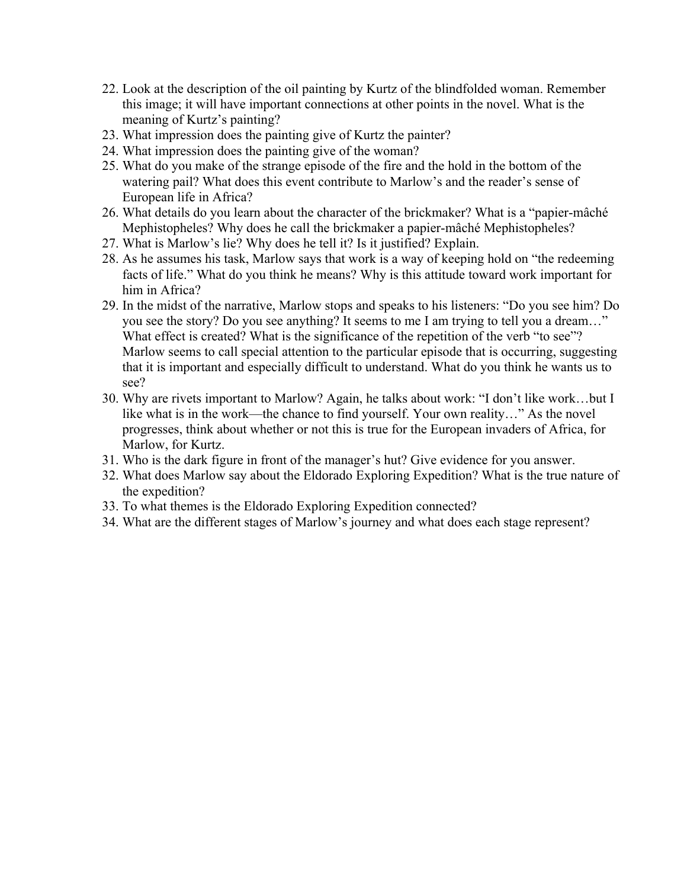22. Look at the description of the oil painting by Kurtz of the blindfolded woman. Remember this image; it will have important connections at other points in the novel. What is the meaning of Kurtz's painting?
23. What impression does the painting give of Kurtz the painter?
24. What impression does the painting give of the woman?
25. What do you make of the strange episode of the fire and the hold in the bottom of the watering pail? What does this event contribute to Marlow's and the reader's sense of European life in Africa?
26. What details do you learn about the character of the brickmaker? What is a "papier-mâché Mephistopheles? Why does he call the brickmaker a papier-mâché Mephistopheles?
27. What is Marlow's lie? Why does he tell it? Is it justified? Explain.
28. As he assumes his task, Marlow says that work is a way of keeping hold on "the redeeming facts of life." What do you think he means? Why is this attitude toward work important for him in Africa?
29. In the midst of the narrative, Marlow stops and speaks to his listeners: "Do you see him? Do you see the story? Do you see anything? It seems to me I am trying to tell you a dream…" What effect is created? What is the significance of the repetition of the verb "to see"? Marlow seems to call special attention to the particular episode that is occurring, suggesting that it is important and especially difficult to understand. What do you think he wants us to see?
30. Why are rivets important to Marlow? Again, he talks about work: "I don't like work…but I like what is in the work—the chance to find yourself. Your own reality…" As the novel progresses, think about whether or not this is true for the European invaders of Africa, for Marlow, for Kurtz.
31. Who is the dark figure in front of the manager's hut? Give evidence for you answer.
32. What does Marlow say about the Eldorado Exploring Expedition? What is the true nature of the expedition?
33. To what themes is the Eldorado Exploring Expedition connected?
34. What are the different stages of Marlow's journey and what does each stage represent?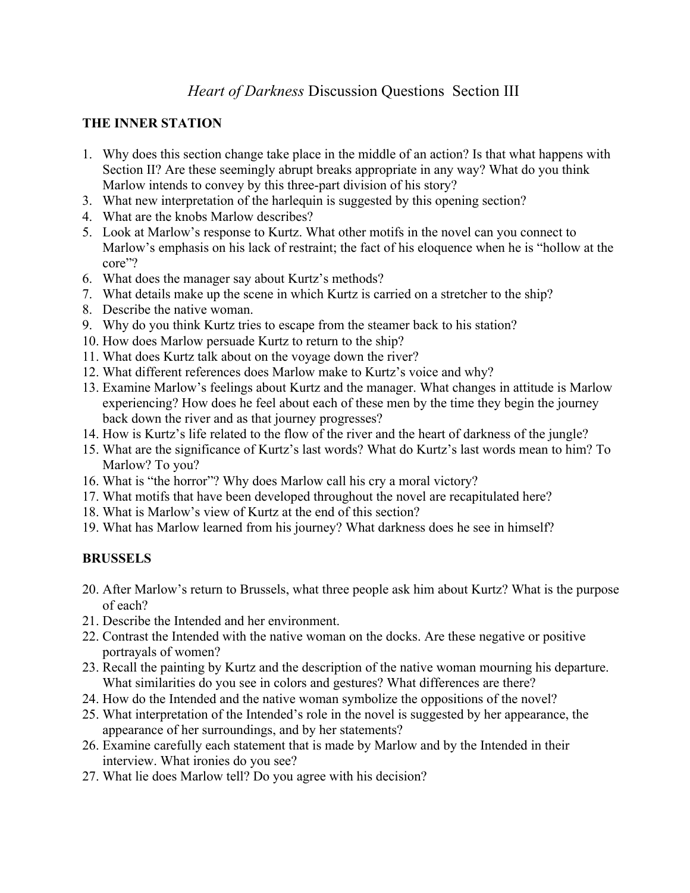# *Heart of Darkness* Discussion Questions Section III

**THE INNER STATION**

1. Why does this section change take place in the middle of an action? Is that what happens with Section II? Are these seemingly abrupt breaks appropriate in any way? What do you think Marlow intends to convey by this three-part division of his story?
3. What new interpretation of the harlequin is suggested by this opening section?
4. What are the knobs Marlow describes?
5. Look at Marlow's response to Kurtz. What other motifs in the novel can you connect to Marlow's emphasis on his lack of restraint; the fact of his eloquence when he is "hollow at the core"?
6. What does the manager say about Kurtz's methods?
7. What details make up the scene in which Kurtz is carried on a stretcher to the ship?
8. Describe the native woman.
9. Why do you think Kurtz tries to escape from the steamer back to his station?
10. How does Marlow persuade Kurtz to return to the ship?
11. What does Kurtz talk about on the voyage down the river?
12. What different references does Marlow make to Kurtz's voice and why?
13. Examine Marlow's feelings about Kurtz and the manager. What changes in attitude is Marlow experiencing? How does he feel about each of these men by the time they begin the journey back down the river and as that journey progresses?
14. How is Kurtz's life related to the flow of the river and the heart of darkness of the jungle?
15. What are the significance of Kurtz's last words? What do Kurtz's last words mean to him? To Marlow? To you?
16. What is "the horror"? Why does Marlow call his cry a moral victory?
17. What motifs that have been developed throughout the novel are recapitulated here?
18. What is Marlow's view of Kurtz at the end of this section?
19. What has Marlow learned from his journey? What darkness does he see in himself?

**BRUSSELS**

20. After Marlow's return to Brussels, what three people ask him about Kurtz? What is the purpose of each?
21. Describe the Intended and her environment.
22. Contrast the Intended with the native woman on the docks. Are these negative or positive portrayals of women?
23. Recall the painting by Kurtz and the description of the native woman mourning his departure. What similarities do you see in colors and gestures? What differences are there?
24. How do the Intended and the native woman symbolize the oppositions of the novel?
25. What interpretation of the Intended's role in the novel is suggested by her appearance, the appearance of her surroundings, and by her statements?
26. Examine carefully each statement that is made by Marlow and by the Intended in their interview. What ironies do you see?
27. What lie does Marlow tell? Do you agree with his decision?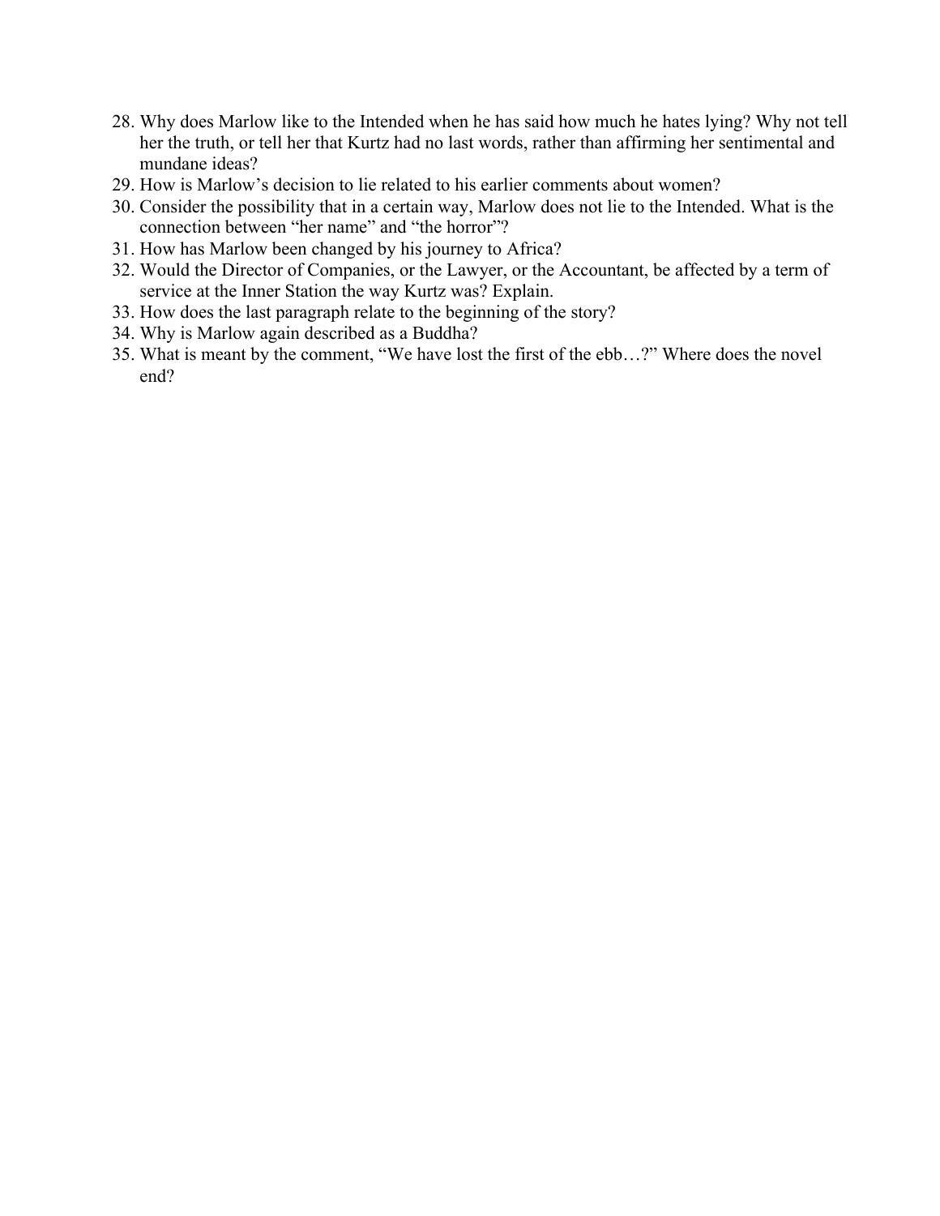28. Why does Marlow like to the Intended when he has said how much he hates lying? Why not tell her the truth, or tell her that Kurtz had no last words, rather than affirming her sentimental and mundane ideas?
29. How is Marlow's decision to lie related to his earlier comments about women?
30. Consider the possibility that in a certain way, Marlow does not lie to the Intended. What is the connection between "her name" and "the horror"?
31. How has Marlow been changed by his journey to Africa?
32. Would the Director of Companies, or the Lawyer, or the Accountant, be affected by a term of service at the Inner Station the way Kurtz was? Explain.
33. How does the last paragraph relate to the beginning of the story?
34. Why is Marlow again described as a Buddha?
35. What is meant by the comment, "We have lost the first of the ebb…?" Where does the novel end?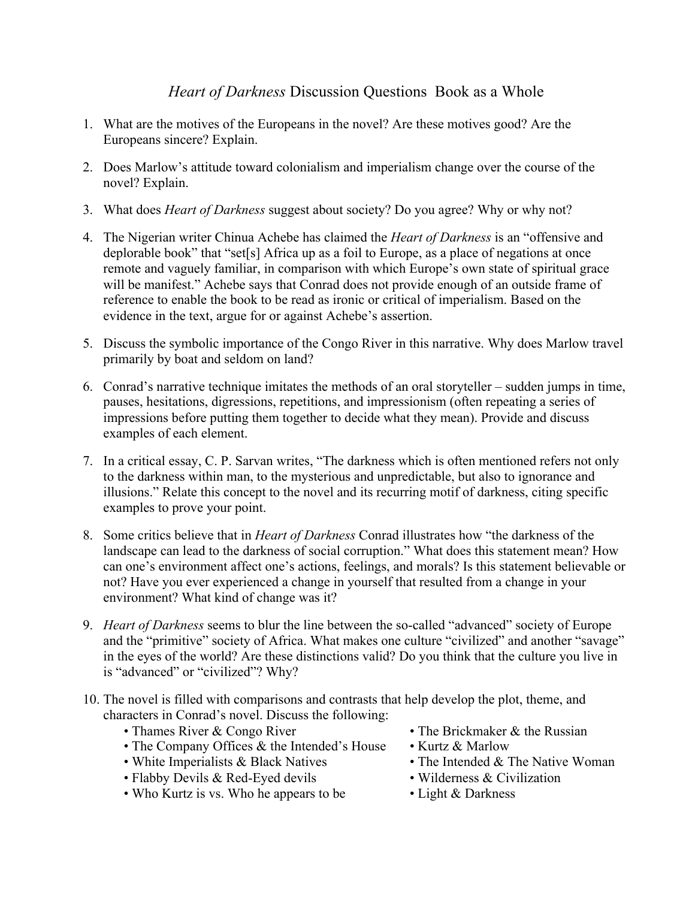# *Heart of Darkness* Discussion Questions Book as a Whole

1. What are the motives of the Europeans in the novel? Are these motives good? Are the Europeans sincere? Explain.

2. Does Marlow's attitude toward colonialism and imperialism change over the course of the novel? Explain.

3. What does *Heart of Darkness* suggest about society? Do you agree? Why or why not?

4. The Nigerian writer Chinua Achebe has claimed the *Heart of Darkness* is an "offensive and deplorable book" that "set[s] Africa up as a foil to Europe, as a place of negations at once remote and vaguely familiar, in comparison with which Europe's own state of spiritual grace will be manifest." Achebe says that Conrad does not provide enough of an outside frame of reference to enable the book to be read as ironic or critical of imperialism. Based on the evidence in the text, argue for or against Achebe's assertion.

5. Discuss the symbolic importance of the Congo River in this narrative. Why does Marlow travel primarily by boat and seldom on land?

6. Conrad's narrative technique imitates the methods of an oral storyteller – sudden jumps in time, pauses, hesitations, digressions, repetitions, and impressionism (often repeating a series of impressions before putting them together to decide what they mean). Provide and discuss examples of each element.

7. In a critical essay, C. P. Sarvan writes, "The darkness which is often mentioned refers not only to the darkness within man, to the mysterious and unpredictable, but also to ignorance and illusions." Relate this concept to the novel and its recurring motif of darkness, citing specific examples to prove your point.

8. Some critics believe that in *Heart of Darkness* Conrad illustrates how "the darkness of the landscape can lead to the darkness of social corruption." What does this statement mean? How can one's environment affect one's actions, feelings, and morals? Is this statement believable or not? Have you ever experienced a change in yourself that resulted from a change in your environment? What kind of change was it?

9. *Heart of Darkness* seems to blur the line between the so-called "advanced" society of Europe and the "primitive" society of Africa. What makes one culture "civilized" and another "savage" in the eyes of the world? Are these distinctions valid? Do you think that the culture you live in is "advanced" or "civilized"? Why?

10. The novel is filled with comparisons and contrasts that help develop the plot, theme, and characters in Conrad's novel. Discuss the following:
    - Thames River & Congo River
    - The Company Offices & the Intended's House
    - White Imperialists & Black Natives
    - Flabby Devils & Red-Eyed devils
    - Who Kurtz is vs. Who he appears to be
    - The Brickmaker & the Russian
    - Kurtz & Marlow
    - The Intended & The Native Woman
    - Wilderness & Civilization
    - Light & Darkness